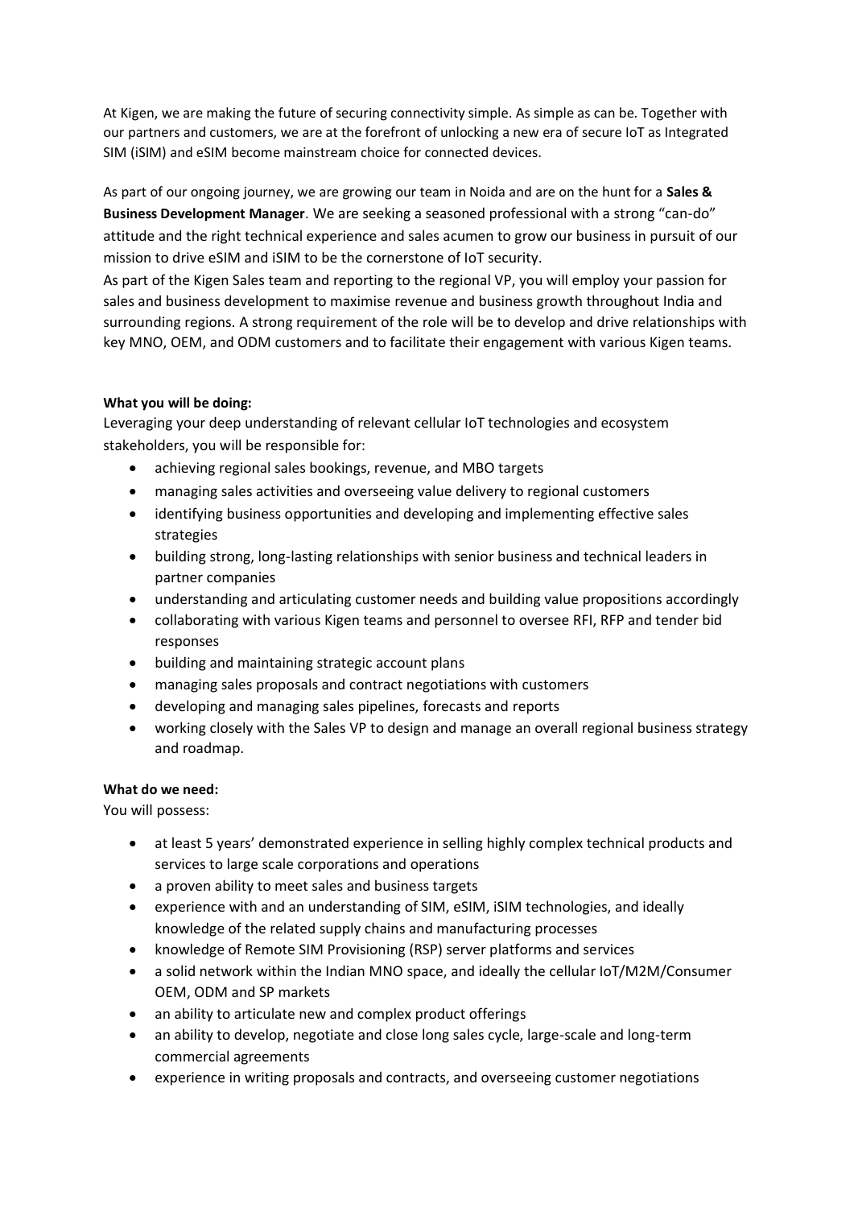At Kigen, we are making the future of securing connectivity simple. As simple as can be. Together with our partners and customers, we are at the forefront of unlocking a new era of secure IoT as Integrated SIM (iSIM) and eSIM become mainstream choice for connected devices.

As part of our ongoing journey, we are growing our team in Noida and are on the hunt for a **Sales & Business Development Manager**. We are seeking a seasoned professional with a strong "can-do" attitude and the right technical experience and sales acumen to grow our business in pursuit of our mission to drive eSIM and iSIM to be the cornerstone of IoT security.

As part of the Kigen Sales team and reporting to the regional VP, you will employ your passion for sales and business development to maximise revenue and business growth throughout India and surrounding regions. A strong requirement of the role will be to develop and drive relationships with key MNO, OEM, and ODM customers and to facilitate their engagement with various Kigen teams.

**What you will be doing:**

Leveraging your deep understanding of relevant cellular IoT technologies and ecosystem stakeholders, you will be responsible for:

- achieving regional sales bookings, revenue, and MBO targets
- managing sales activities and overseeing value delivery to regional customers
- identifying business opportunities and developing and implementing effective sales strategies
- building strong, long-lasting relationships with senior business and technical leaders in partner companies
- understanding and articulating customer needs and building value propositions accordingly
- collaborating with various Kigen teams and personnel to oversee RFI, RFP and tender bid responses
- building and maintaining strategic account plans
- managing sales proposals and contract negotiations with customers
- developing and managing sales pipelines, forecasts and reports
- working closely with the Sales VP to design and manage an overall regional business strategy and roadmap.

**What do we need:**

You will possess:

- at least 5 years' demonstrated experience in selling highly complex technical products and services to large scale corporations and operations
- a proven ability to meet sales and business targets
- experience with and an understanding of SIM, eSIM, iSIM technologies, and ideally knowledge of the related supply chains and manufacturing processes
- knowledge of Remote SIM Provisioning (RSP) server platforms and services
- a solid network within the Indian MNO space, and ideally the cellular IoT/M2M/Consumer OEM, ODM and SP markets
- an ability to articulate new and complex product offerings
- an ability to develop, negotiate and close long sales cycle, large-scale and long-term commercial agreements
- experience in writing proposals and contracts, and overseeing customer negotiations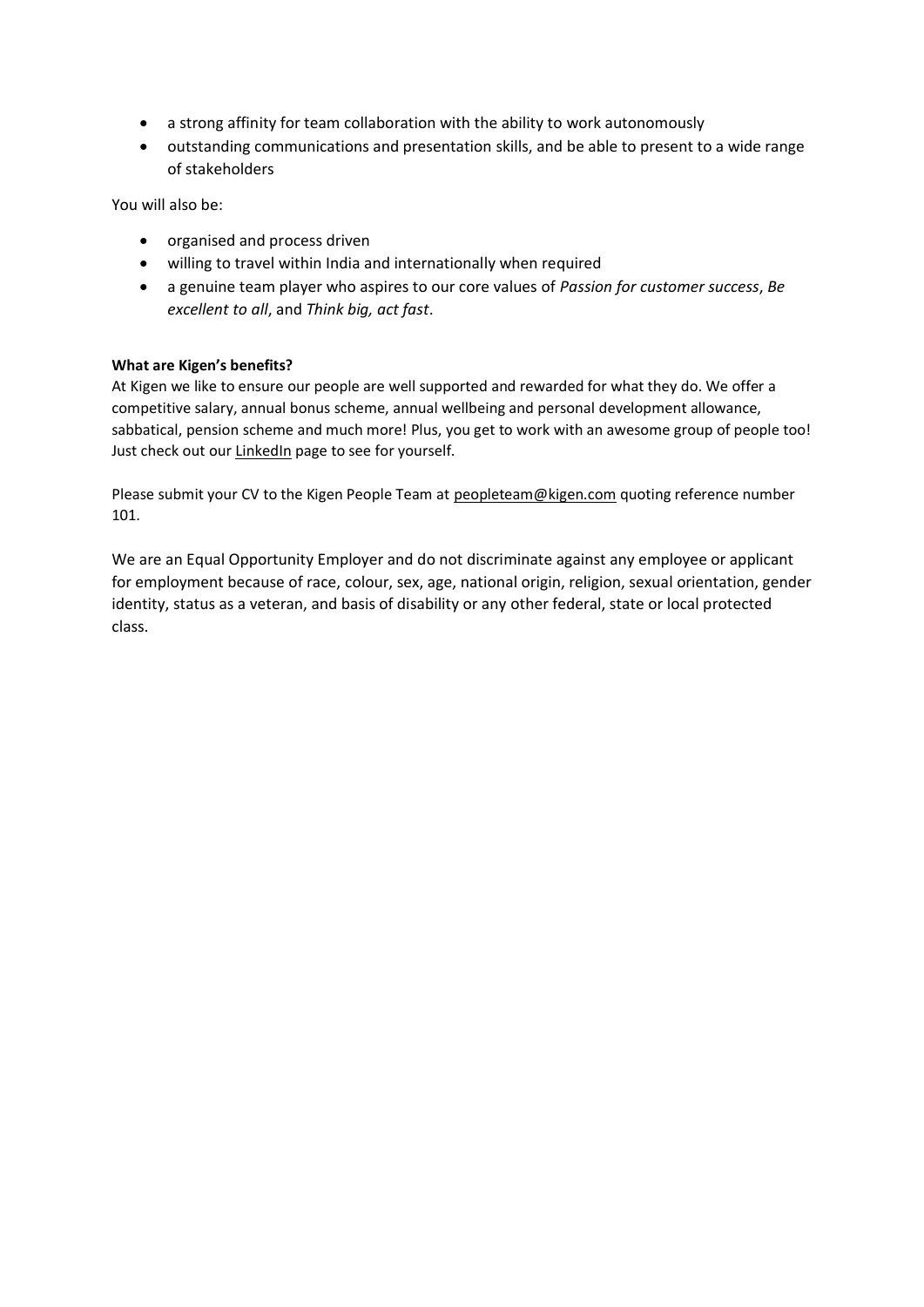- a strong affinity for team collaboration with the ability to work autonomously
- outstanding communications and presentation skills, and be able to present to a wide range of stakeholders

You will also be:

- organised and process driven
- willing to travel within India and internationally when required
- a genuine team player who aspires to our core values of *Passion for customer success*, *Be excellent to all*, and *Think big, act fast*.

**What are Kigen's benefits?**

At Kigen we like to ensure our people are well supported and rewarded for what they do. We offer a competitive salary, annual bonus scheme, annual wellbeing and personal development allowance, sabbatical, pension scheme and much more! Plus, you get to work with an awesome group of people too! Just check out our LinkedIn page to see for yourself.

Please submit your CV to the Kigen People Team at peopleteam@kigen.com quoting reference number 101.

We are an Equal Opportunity Employer and do not discriminate against any employee or applicant for employment because of race, colour, sex, age, national origin, religion, sexual orientation, gender identity, status as a veteran, and basis of disability or any other federal, state or local protected class.